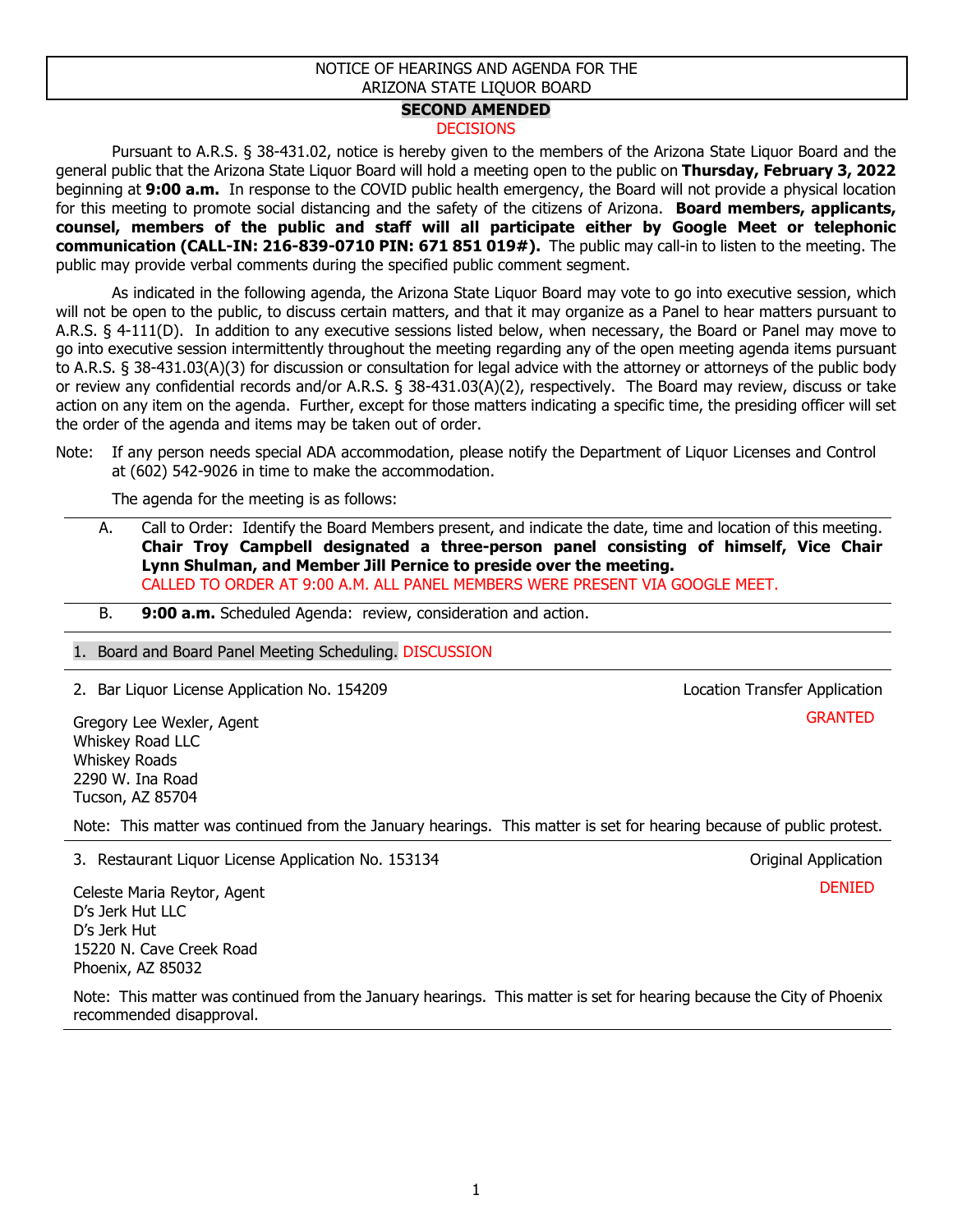# NOTICE OF HEARINGS AND AGENDA FOR THE ARIZONA STATE LIQUOR BOARD

**SECOND AMENDED**

DECISIONS

Pursuant to A.R.S. § 38-431.02, notice is hereby given to the members of the Arizona State Liquor Board and the general public that the Arizona State Liquor Board will hold a meeting open to the public on **Thursday, February 3, 2022** beginning at **9:00 a.m.** In response to the COVID public health emergency, the Board will not provide a physical location for this meeting to promote social distancing and the safety of the citizens of Arizona. **Board members, applicants, counsel, members of the public and staff will all participate either by Google Meet or telephonic communication (CALL-IN: 216-839-0710 PIN: 671 851 019#).** The public may call-in to listen to the meeting. The public may provide verbal comments during the specified public comment segment.

As indicated in the following agenda, the Arizona State Liquor Board may vote to go into executive session, which will not be open to the public, to discuss certain matters, and that it may organize as a Panel to hear matters pursuant to A.R.S. § 4-111(D). In addition to any executive sessions listed below, when necessary, the Board or Panel may move to go into executive session intermittently throughout the meeting regarding any of the open meeting agenda items pursuant to A.R.S. § 38-431.03(A)(3) for discussion or consultation for legal advice with the attorney or attorneys of the public body or review any confidential records and/or A.R.S. § 38-431.03(A)(2), respectively. The Board may review, discuss or take action on any item on the agenda. Further, except for those matters indicating a specific time, the presiding officer will set the order of the agenda and items may be taken out of order.

Note: If any person needs special ADA accommodation, please notify the Department of Liquor Licenses and Control at (602) 542-9026 in time to make the accommodation.

The agenda for the meeting is as follows:

A. Call to Order: Identify the Board Members present, and indicate the date, time and location of this meeting. **Chair Troy Campbell designated a three-person panel consisting of himself, Vice Chair Lynn Shulman, and Member Jill Pernice to preside over the meeting.**
CALLED TO ORDER AT 9:00 A.M. ALL PANEL MEMBERS WERE PRESENT VIA GOOGLE MEET.

B. **9:00 a.m.** Scheduled Agenda: review, consideration and action.

---

1. Board and Board Panel Meeting Scheduling. DISCUSSION

---

2. Bar Liquor License Application No. 154209 — Location Transfer Application

GRANTED

Gregory Lee Wexler, Agent
Whiskey Road LLC
Whiskey Roads
2290 W. Ina Road
Tucson, AZ 85704

Note: This matter was continued from the January hearings. This matter is set for hearing because of public protest.

---

3. Restaurant Liquor License Application No. 153134 — Original Application

DENIED

Celeste Maria Reytor, Agent
D's Jerk Hut LLC
D's Jerk Hut
15220 N. Cave Creek Road
Phoenix, AZ 85032

Note: This matter was continued from the January hearings. This matter is set for hearing because the City of Phoenix recommended disapproval.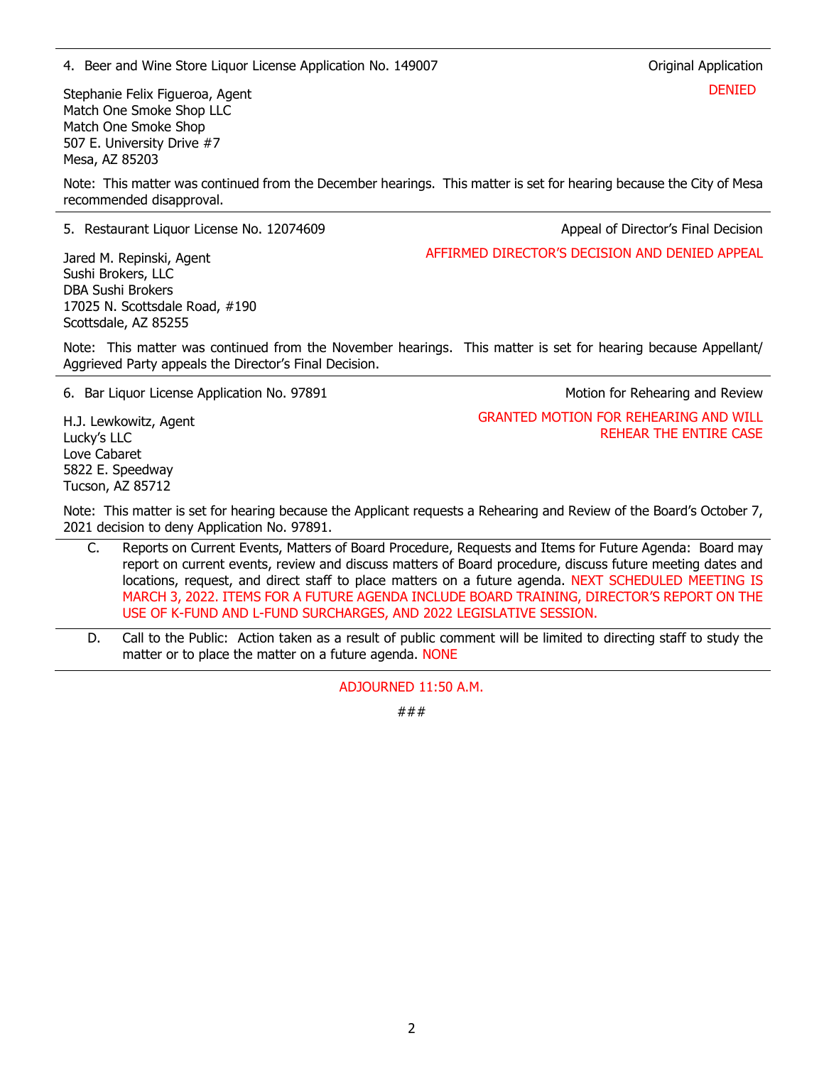4. Beer and Wine Store Liquor License Application No. 149007 — Original Application

**DENIED**

Stephanie Felix Figueroa, Agent
Match One Smoke Shop LLC
Match One Smoke Shop
507 E. University Drive #7
Mesa, AZ 85203

Note: This matter was continued from the December hearings. This matter is set for hearing because the City of Mesa recommended disapproval.

---

5. Restaurant Liquor License No. 12074609 — Appeal of Director's Final Decision

**AFFIRMED DIRECTOR'S DECISION AND DENIED APPEAL**

Jared M. Repinski, Agent
Sushi Brokers, LLC
DBA Sushi Brokers
17025 N. Scottsdale Road, #190
Scottsdale, AZ 85255

Note: This matter was continued from the November hearings. This matter is set for hearing because Appellant/ Aggrieved Party appeals the Director's Final Decision.

---

6. Bar Liquor License Application No. 97891 — Motion for Rehearing and Review

**GRANTED MOTION FOR REHEARING AND WILL REHEAR THE ENTIRE CASE**

H.J. Lewkowitz, Agent
Lucky's LLC
Love Cabaret
5822 E. Speedway
Tucson, AZ 85712

Note: This matter is set for hearing because the Applicant requests a Rehearing and Review of the Board's October 7, 2021 decision to deny Application No. 97891.

---

C. Reports on Current Events, Matters of Board Procedure, Requests and Items for Future Agenda: Board may report on current events, review and discuss matters of Board procedure, discuss future meeting dates and locations, request, and direct staff to place matters on a future agenda. NEXT SCHEDULED MEETING IS MARCH 3, 2022. ITEMS FOR A FUTURE AGENDA INCLUDE BOARD TRAINING, DIRECTOR'S REPORT ON THE USE OF K-FUND AND L-FUND SURCHARGES, AND 2022 LEGISLATIVE SESSION.

---

D. Call to the Public: Action taken as a result of public comment will be limited to directing staff to study the matter or to place the matter on a future agenda. NONE

---

ADJOURNED 11:50 A.M.

###